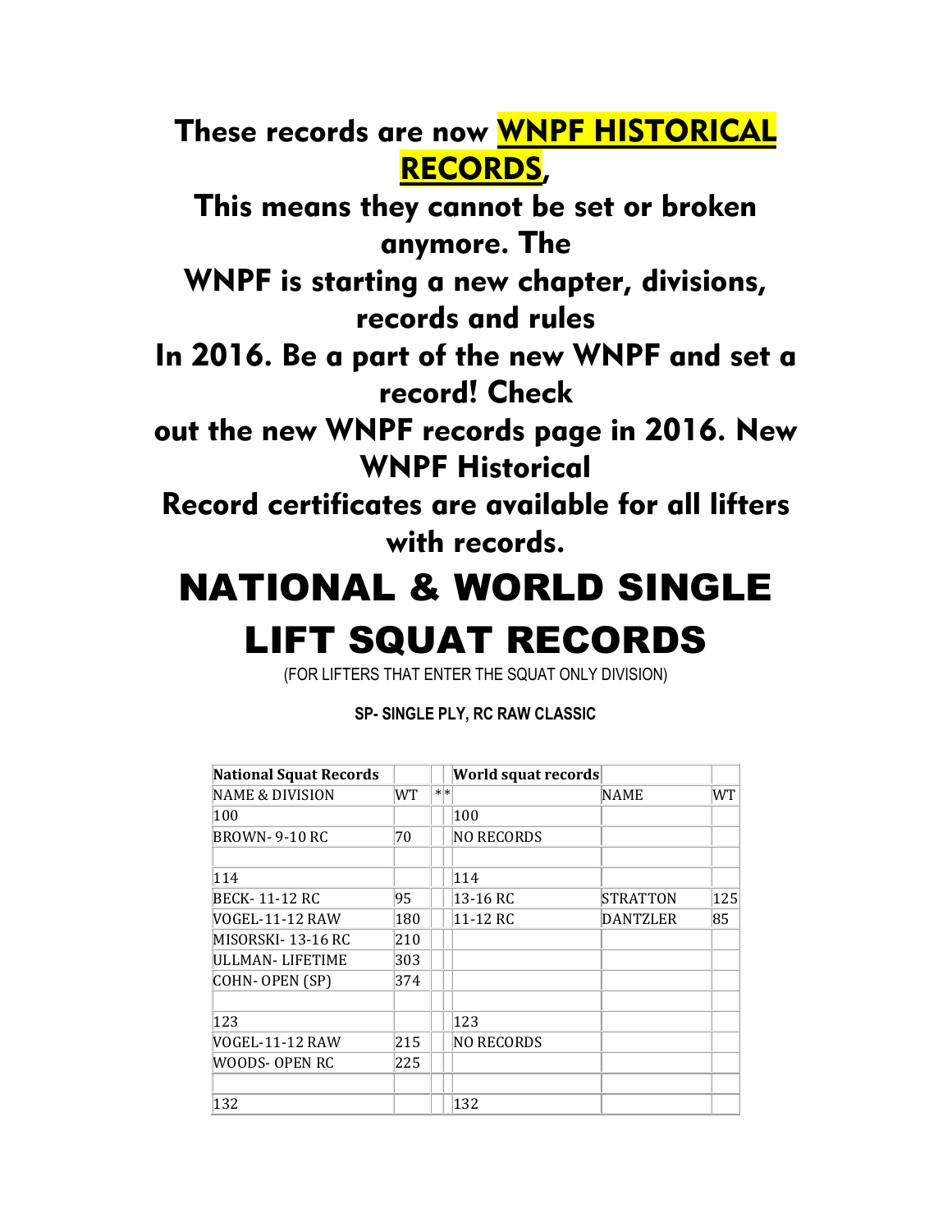**These records are now WNPF HISTORICAL RECORDS,**

**This means they cannot be set or broken anymore. The WNPF is starting a new chapter, divisions, records and rules In 2016. Be a part of the new WNPF and set a record! Check out the new WNPF records page in 2016. New WNPF Historical Record certificates are available for all lifters with records.**

# NATIONAL & WORLD SINGLE LIFT SQUAT RECORDS

(FOR LIFTERS THAT ENTER THE SQUAT ONLY DIVISION)

**SP- SINGLE PLY, RC RAW CLASSIC**

| National Squat Records | | | | World squat records | | |
|---|---|---|---|---|---|---|
| NAME & DIVISION | WT | * | * | | NAME | WT |
| 100 | | | | 100 | | |
| BROWN- 9-10 RC | 70 | | | NO RECORDS | | |
| | | | | | | |
| 114 | | | | 114 | | |
| BECK- 11-12 RC | 95 | | | 13-16 RC | STRATTON | 125 |
| VOGEL-11-12 RAW | 180 | | | 11-12 RC | DANTZLER | 85 |
| MISORSKI- 13-16 RC | 210 | | | | | |
| ULLMAN- LIFETIME | 303 | | | | | |
| COHN- OPEN (SP) | 374 | | | | | |
| | | | | | | |
| 123 | | | | 123 | | |
| VOGEL-11-12 RAW | 215 | | | NO RECORDS | | |
| WOODS- OPEN RC | 225 | | | | | |
| | | | | | | |
| 132 | | | | 132 | | |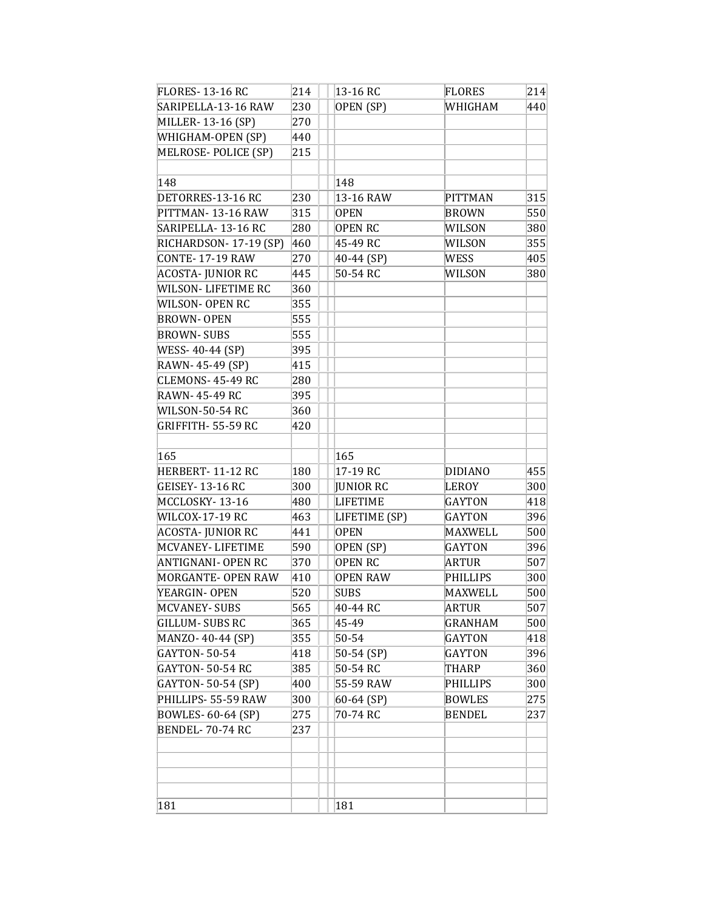| | | | | | |
|---|---|---|---|---|---|
| FLORES- 13-16 RC | 214 | | 13-16 RC | FLORES | 214 |
| SARIPELLA-13-16 RAW | 230 | | OPEN (SP) | WHIGHAM | 440 |
| MILLER- 13-16 (SP) | 270 | | | | |
| WHIGHAM-OPEN (SP) | 440 | | | | |
| MELROSE- POLICE (SP) | 215 | | | | |
| | | | | | |
| 148 | | | 148 | | |
| DETORRES-13-16 RC | 230 | | 13-16 RAW | PITTMAN | 315 |
| PITTMAN- 13-16 RAW | 315 | | OPEN | BROWN | 550 |
| SARIPELLA- 13-16 RC | 280 | | OPEN RC | WILSON | 380 |
| RICHARDSON- 17-19 (SP) | 460 | | 45-49 RC | WILSON | 355 |
| CONTE- 17-19 RAW | 270 | | 40-44 (SP) | WESS | 405 |
| ACOSTA- JUNIOR RC | 445 | | 50-54 RC | WILSON | 380 |
| WILSON- LIFETIME RC | 360 | | | | |
| WILSON- OPEN RC | 355 | | | | |
| BROWN- OPEN | 555 | | | | |
| BROWN- SUBS | 555 | | | | |
| WESS- 40-44 (SP) | 395 | | | | |
| RAWN- 45-49 (SP) | 415 | | | | |
| CLEMONS- 45-49 RC | 280 | | | | |
| RAWN- 45-49 RC | 395 | | | | |
| WILSON-50-54 RC | 360 | | | | |
| GRIFFITH- 55-59 RC | 420 | | | | |
| | | | | | |
| 165 | | | 165 | | |
| HERBERT- 11-12 RC | 180 | | 17-19 RC | DIDIANO | 455 |
| GEISEY- 13-16 RC | 300 | | JUNIOR RC | LEROY | 300 |
| MCCLOSKY- 13-16 | 480 | | LIFETIME | GAYTON | 418 |
| WILCOX-17-19 RC | 463 | | LIFETIME (SP) | GAYTON | 396 |
| ACOSTA- JUNIOR RC | 441 | | OPEN | MAXWELL | 500 |
| MCVANEY- LIFETIME | 590 | | OPEN (SP) | GAYTON | 396 |
| ANTIGNANI- OPEN RC | 370 | | OPEN RC | ARTUR | 507 |
| MORGANTE- OPEN RAW | 410 | | OPEN RAW | PHILLIPS | 300 |
| YEARGIN- OPEN | 520 | | SUBS | MAXWELL | 500 |
| MCVANEY- SUBS | 565 | | 40-44 RC | ARTUR | 507 |
| GILLUM- SUBS RC | 365 | | 45-49 | GRANHAM | 500 |
| MANZO- 40-44 (SP) | 355 | | 50-54 | GAYTON | 418 |
| GAYTON- 50-54 | 418 | | 50-54 (SP) | GAYTON | 396 |
| GAYTON- 50-54 RC | 385 | | 50-54 RC | THARP | 360 |
| GAYTON- 50-54 (SP) | 400 | | 55-59 RAW | PHILLIPS | 300 |
| PHILLIPS- 55-59 RAW | 300 | | 60-64 (SP) | BOWLES | 275 |
| BOWLES- 60-64 (SP) | 275 | | 70-74 RC | BENDEL | 237 |
| BENDEL- 70-74 RC | 237 | | | | |
| | | | | | |
| | | | | | |
| | | | | | |
| | | | | | |
| 181 | | | 181 | | |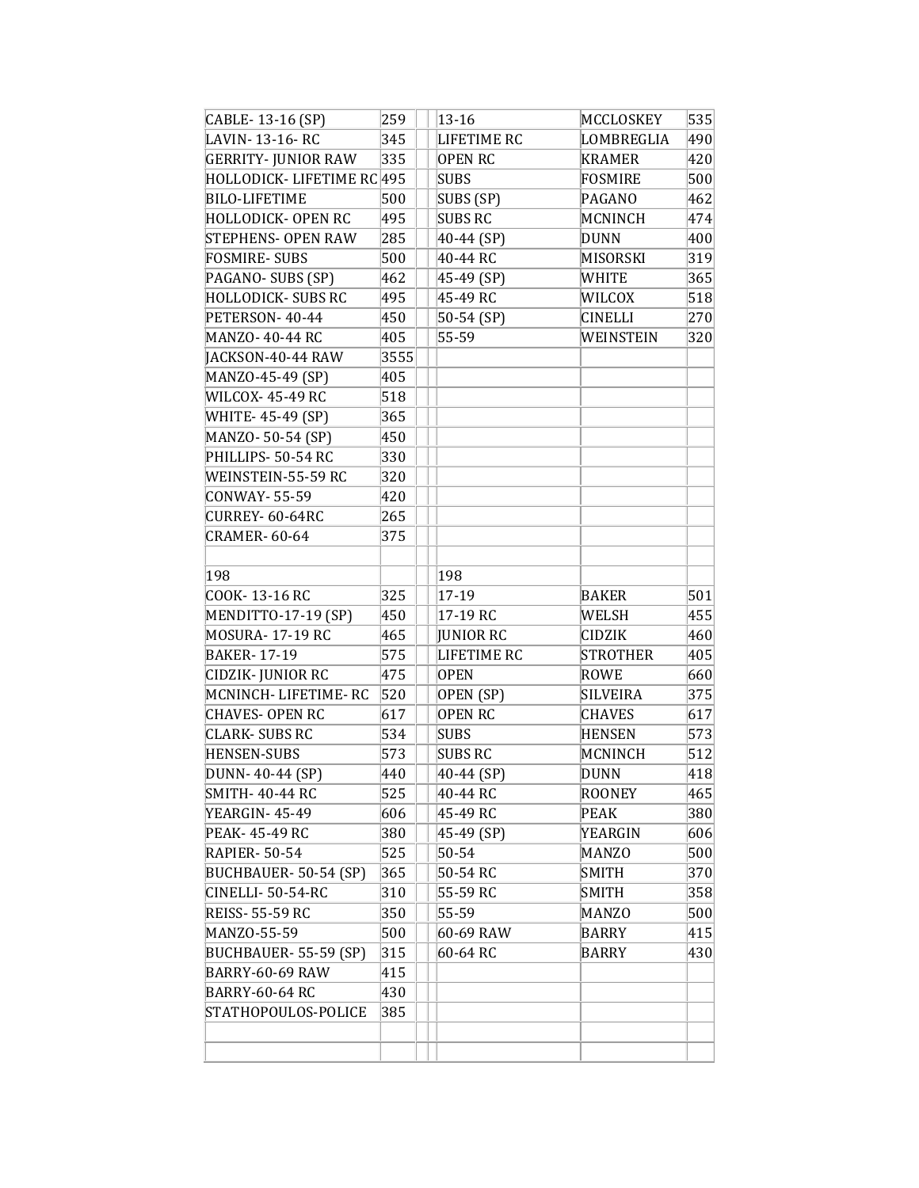| | | | | | |
|---|---|---|---|---|---|
| CABLE- 13-16 (SP) | 259 | | 13-16 | MCCLOSKEY | 535 |
| LAVIN- 13-16- RC | 345 | | LIFETIME RC | LOMBREGLIA | 490 |
| GERRITY- JUNIOR RAW | 335 | | OPEN RC | KRAMER | 420 |
| HOLLODICK- LIFETIME RC | 495 | | SUBS | FOSMIRE | 500 |
| BILO-LIFETIME | 500 | | SUBS (SP) | PAGANO | 462 |
| HOLLODICK- OPEN RC | 495 | | SUBS RC | MCNINCH | 474 |
| STEPHENS- OPEN RAW | 285 | | 40-44 (SP) | DUNN | 400 |
| FOSMIRE- SUBS | 500 | | 40-44 RC | MISORSKI | 319 |
| PAGANO- SUBS (SP) | 462 | | 45-49 (SP) | WHITE | 365 |
| HOLLODICK- SUBS RC | 495 | | 45-49 RC | WILCOX | 518 |
| PETERSON- 40-44 | 450 | | 50-54 (SP) | CINELLI | 270 |
| MANZO- 40-44 RC | 405 | | 55-59 | WEINSTEIN | 320 |
| JACKSON-40-44 RAW | 3555 | | | | |
| MANZO-45-49 (SP) | 405 | | | | |
| WILCOX- 45-49 RC | 518 | | | | |
| WHITE- 45-49 (SP) | 365 | | | | |
| MANZO- 50-54 (SP) | 450 | | | | |
| PHILLIPS- 50-54 RC | 330 | | | | |
| WEINSTEIN-55-59 RC | 320 | | | | |
| CONWAY- 55-59 | 420 | | | | |
| CURREY- 60-64RC | 265 | | | | |
| CRAMER- 60-64 | 375 | | | | |
| | | | | | |
| 198 | | | 198 | | |
| COOK- 13-16 RC | 325 | | 17-19 | BAKER | 501 |
| MENDITTO-17-19 (SP) | 450 | | 17-19 RC | WELSH | 455 |
| MOSURA- 17-19 RC | 465 | | JUNIOR RC | CIDZIK | 460 |
| BAKER- 17-19 | 575 | | LIFETIME RC | STROTHER | 405 |
| CIDZIK- JUNIOR RC | 475 | | OPEN | ROWE | 660 |
| MCNINCH- LIFETIME- RC | 520 | | OPEN (SP) | SILVEIRA | 375 |
| CHAVES- OPEN RC | 617 | | OPEN RC | CHAVES | 617 |
| CLARK- SUBS RC | 534 | | SUBS | HENSEN | 573 |
| HENSEN-SUBS | 573 | | SUBS RC | MCNINCH | 512 |
| DUNN- 40-44 (SP) | 440 | | 40-44 (SP) | DUNN | 418 |
| SMITH- 40-44 RC | 525 | | 40-44 RC | ROONEY | 465 |
| YEARGIN- 45-49 | 606 | | 45-49 RC | PEAK | 380 |
| PEAK- 45-49 RC | 380 | | 45-49 (SP) | YEARGIN | 606 |
| RAPIER- 50-54 | 525 | | 50-54 | MANZO | 500 |
| BUCHBAUER- 50-54 (SP) | 365 | | 50-54 RC | SMITH | 370 |
| CINELLI- 50-54-RC | 310 | | 55-59 RC | SMITH | 358 |
| REISS- 55-59 RC | 350 | | 55-59 | MANZO | 500 |
| MANZO-55-59 | 500 | | 60-69 RAW | BARRY | 415 |
| BUCHBAUER- 55-59 (SP) | 315 | | 60-64 RC | BARRY | 430 |
| BARRY-60-69 RAW | 415 | | | | |
| BARRY-60-64 RC | 430 | | | | |
| STATHOPOULOS-POLICE | 385 | | | | |
| | | | | | |
| | | | | | |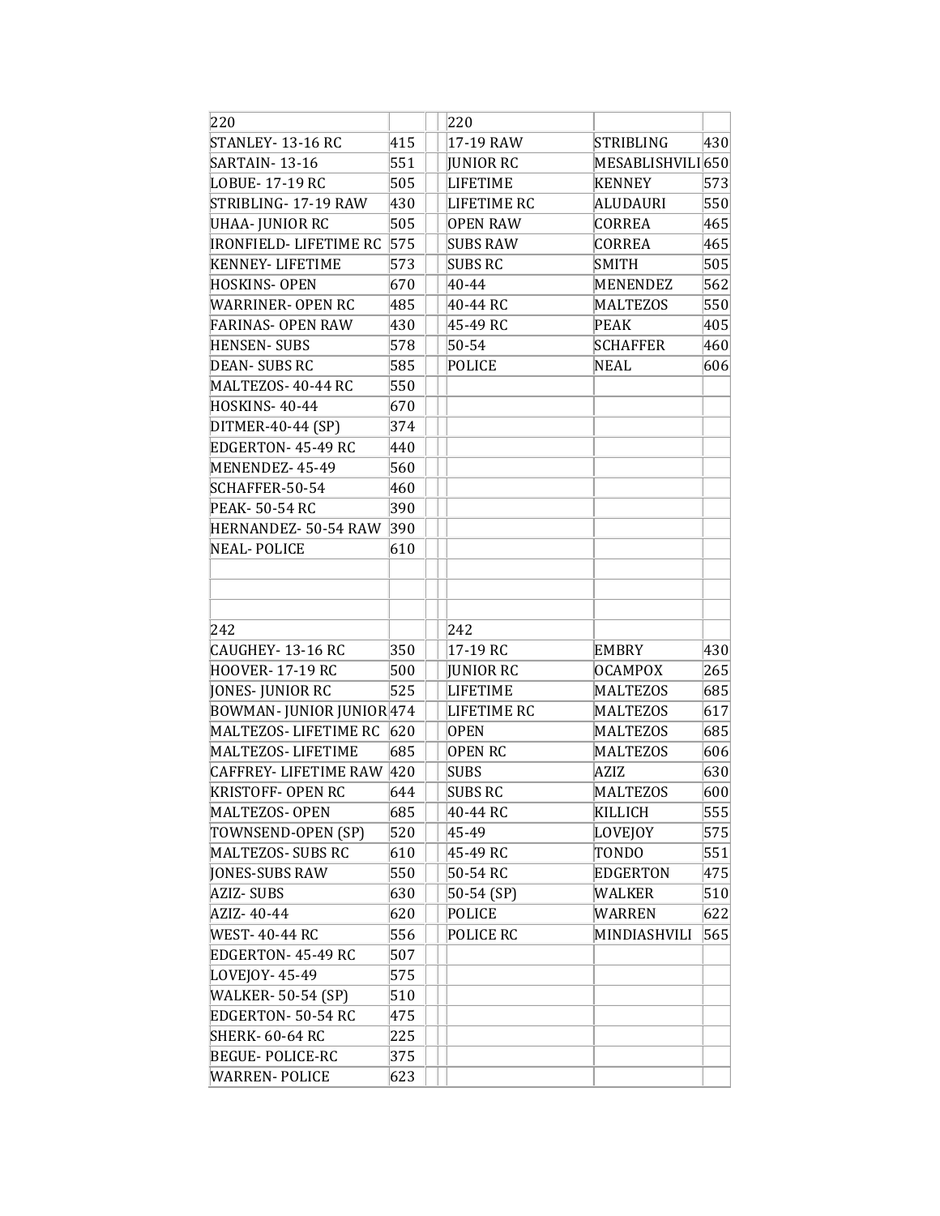| 220 | | | 220 | | |
|---|---|---|---|---|---|
| STANLEY- 13-16 RC | 415 | | 17-19 RAW | STRIBLING | 430 |
| SARTAIN- 13-16 | 551 | | JUNIOR RC | MESABLISHVILI | 650 |
| LOBUE- 17-19 RC | 505 | | LIFETIME | KENNEY | 573 |
| STRIBLING- 17-19 RAW | 430 | | LIFETIME RC | ALUDAURI | 550 |
| UHAA- JUNIOR RC | 505 | | OPEN RAW | CORREA | 465 |
| IRONFIELD- LIFETIME RC | 575 | | SUBS RAW | CORREA | 465 |
| KENNEY- LIFETIME | 573 | | SUBS RC | SMITH | 505 |
| HOSKINS- OPEN | 670 | | 40-44 | MENENDEZ | 562 |
| WARRINER- OPEN RC | 485 | | 40-44 RC | MALTEZOS | 550 |
| FARINAS- OPEN RAW | 430 | | 45-49 RC | PEAK | 405 |
| HENSEN- SUBS | 578 | | 50-54 | SCHAFFER | 460 |
| DEAN- SUBS RC | 585 | | POLICE | NEAL | 606 |
| MALTEZOS- 40-44 RC | 550 | | | | |
| HOSKINS- 40-44 | 670 | | | | |
| DITMER-40-44 (SP) | 374 | | | | |
| EDGERTON- 45-49 RC | 440 | | | | |
| MENENDEZ- 45-49 | 560 | | | | |
| SCHAFFER-50-54 | 460 | | | | |
| PEAK- 50-54 RC | 390 | | | | |
| HERNANDEZ- 50-54 RAW | 390 | | | | |
| NEAL- POLICE | 610 | | | | |

| 242 | | | 242 | | |
|---|---|---|---|---|---|
| CAUGHEY- 13-16 RC | 350 | | 17-19 RC | EMBRY | 430 |
| HOOVER- 17-19 RC | 500 | | JUNIOR RC | OCAMPOX | 265 |
| JONES- JUNIOR RC | 525 | | LIFETIME | MALTEZOS | 685 |
| BOWMAN- JUNIOR JUNIOR | 474 | | LIFETIME RC | MALTEZOS | 617 |
| MALTEZOS- LIFETIME RC | 620 | | OPEN | MALTEZOS | 685 |
| MALTEZOS- LIFETIME | 685 | | OPEN RC | MALTEZOS | 606 |
| CAFFREY- LIFETIME RAW | 420 | | SUBS | AZIZ | 630 |
| KRISTOFF- OPEN RC | 644 | | SUBS RC | MALTEZOS | 600 |
| MALTEZOS- OPEN | 685 | | 40-44 RC | KILLICH | 555 |
| TOWNSEND-OPEN (SP) | 520 | | 45-49 | LOVEJOY | 575 |
| MALTEZOS- SUBS RC | 610 | | 45-49 RC | TONDO | 551 |
| JONES-SUBS RAW | 550 | | 50-54 RC | EDGERTON | 475 |
| AZIZ- SUBS | 630 | | 50-54 (SP) | WALKER | 510 |
| AZIZ- 40-44 | 620 | | POLICE | WARREN | 622 |
| WEST- 40-44 RC | 556 | | POLICE RC | MINDIASHVILI | 565 |
| EDGERTON- 45-49 RC | 507 | | | | |
| LOVEJOY- 45-49 | 575 | | | | |
| WALKER- 50-54 (SP) | 510 | | | | |
| EDGERTON- 50-54 RC | 475 | | | | |
| SHERK- 60-64 RC | 225 | | | | |
| BEGUE- POLICE-RC | 375 | | | | |
| WARREN- POLICE | 623 | | | | |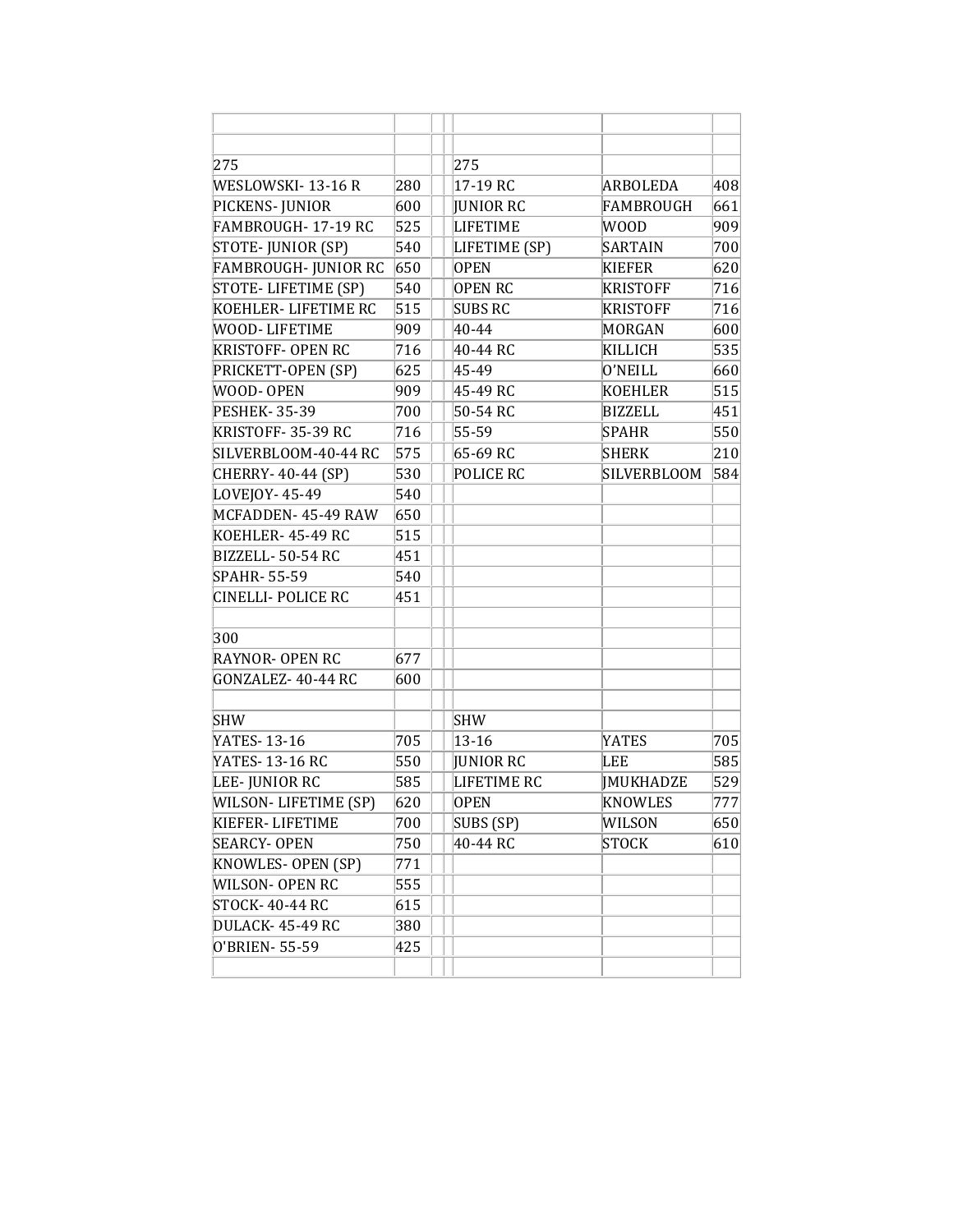| | | | | | | |
|---|---|---|---|---|---|---|
| | | | | | | |
| | | | | | | |
| 275 | | | | 275 | | |
| WESLOWSKI- 13-16 R | 280 | | | 17-19 RC | ARBOLEDA | 408 |
| PICKENS- JUNIOR | 600 | | | JUNIOR RC | FAMBROUGH | 661 |
| FAMBROUGH- 17-19 RC | 525 | | | LIFETIME | WOOD | 909 |
| STOTE- JUNIOR (SP) | 540 | | | LIFETIME (SP) | SARTAIN | 700 |
| FAMBROUGH- JUNIOR RC | 650 | | | OPEN | KIEFER | 620 |
| STOTE- LIFETIME (SP) | 540 | | | OPEN RC | KRISTOFF | 716 |
| KOEHLER- LIFETIME RC | 515 | | | SUBS RC | KRISTOFF | 716 |
| WOOD- LIFETIME | 909 | | | 40-44 | MORGAN | 600 |
| KRISTOFF- OPEN RC | 716 | | | 40-44 RC | KILLICH | 535 |
| PRICKETT-OPEN (SP) | 625 | | | 45-49 | O'NEILL | 660 |
| WOOD- OPEN | 909 | | | 45-49 RC | KOEHLER | 515 |
| PESHEK- 35-39 | 700 | | | 50-54 RC | BIZZELL | 451 |
| KRISTOFF- 35-39 RC | 716 | | | 55-59 | SPAHR | 550 |
| SILVERBLOOM-40-44 RC | 575 | | | 65-69 RC | SHERK | 210 |
| CHERRY- 40-44 (SP) | 530 | | | POLICE RC | SILVERBLOOM | 584 |
| LOVEJOY- 45-49 | 540 | | | | | |
| MCFADDEN- 45-49 RAW | 650 | | | | | |
| KOEHLER- 45-49 RC | 515 | | | | | |
| BIZZELL- 50-54 RC | 451 | | | | | |
| SPAHR- 55-59 | 540 | | | | | |
| CINELLI- POLICE RC | 451 | | | | | |
| | | | | | | |
| 300 | | | | | | |
| RAYNOR- OPEN RC | 677 | | | | | |
| GONZALEZ- 40-44 RC | 600 | | | | | |
| | | | | | | |
| SHW | | | | SHW | | |
| YATES- 13-16 | 705 | | | 13-16 | YATES | 705 |
| YATES- 13-16 RC | 550 | | | JUNIOR RC | LEE | 585 |
| LEE- JUNIOR RC | 585 | | | LIFETIME RC | JMUKHADZE | 529 |
| WILSON- LIFETIME (SP) | 620 | | | OPEN | KNOWLES | 777 |
| KIEFER- LIFETIME | 700 | | | SUBS (SP) | WILSON | 650 |
| SEARCY- OPEN | 750 | | | 40-44 RC | STOCK | 610 |
| KNOWLES- OPEN (SP) | 771 | | | | | |
| WILSON- OPEN RC | 555 | | | | | |
| STOCK- 40-44 RC | 615 | | | | | |
| DULACK- 45-49 RC | 380 | | | | | |
| O'BRIEN- 55-59 | 425 | | | | | |
| | | | | | | |